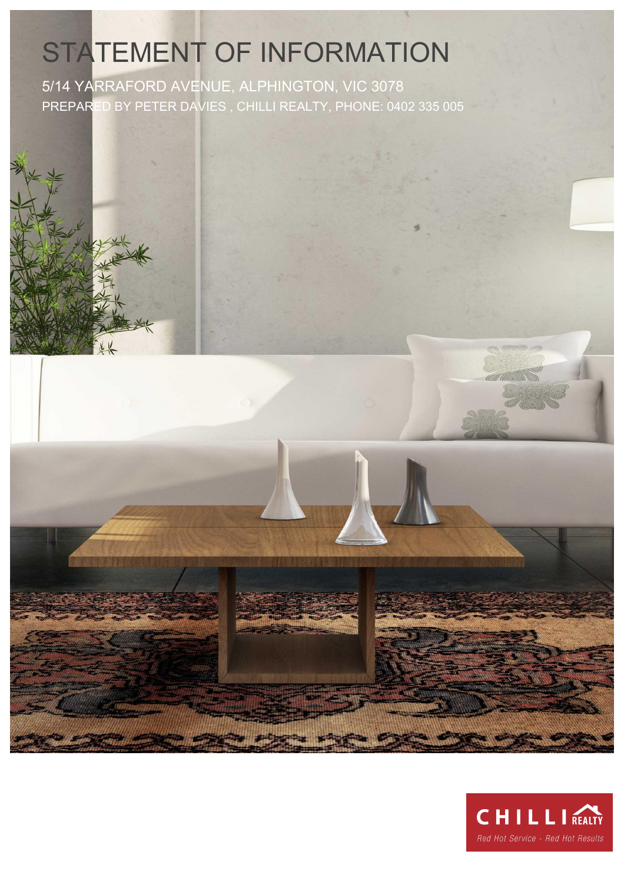# STATEMENT OF INFORMATION

5/14 YARRAFORD AVENUE, ALPHINGTON, VIC 3078

PREPARED BY PETER DAVIES , CHILLI REALTY, PHONE: 0402 335 005

CHILLI REALTY

*Red Hot Service - Red Hot Results*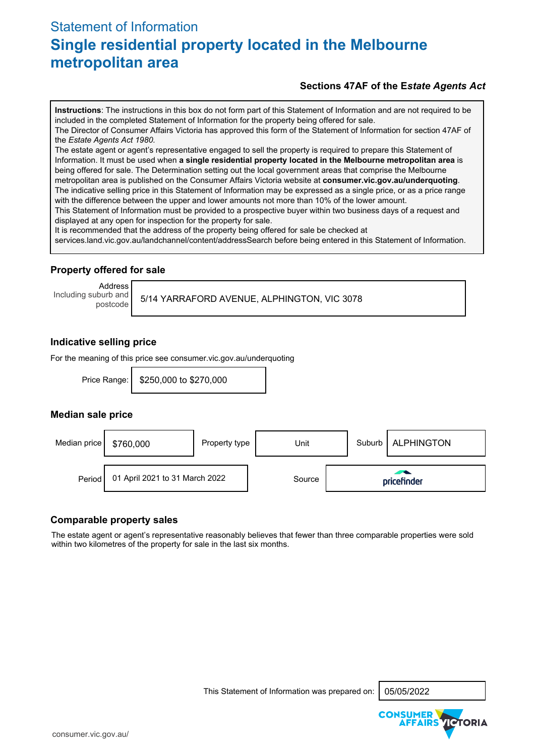Statement of Information

# Single residential property located in the Melbourne metropolitan area

**Sections 47AF of the *Estate Agents Act***

**Instructions**: The instructions in this box do not form part of this Statement of Information and are not required to be included in the completed Statement of Information for the property being offered for sale.
The Director of Consumer Affairs Victoria has approved this form of the Statement of Information for section 47AF of the *Estate Agents Act 1980.*
The estate agent or agent's representative engaged to sell the property is required to prepare this Statement of Information. It must be used when **a single residential property located in the Melbourne metropolitan area** is being offered for sale. The Determination setting out the local government areas that comprise the Melbourne metropolitan area is published on the Consumer Affairs Victoria website at **consumer.vic.gov.au/underquoting**.
The indicative selling price in this Statement of Information may be expressed as a single price, or as a price range with the difference between the upper and lower amounts not more than 10% of the lower amount.
This Statement of Information must be provided to a prospective buyer within two business days of a request and displayed at any open for inspection for the property for sale.
It is recommended that the address of the property being offered for sale be checked at services.land.vic.gov.au/landchannel/content/addressSearch before being entered in this Statement of Information.

## Property offered for sale

| | |
|---|---|
| Address Including suburb and postcode | 5/14 YARRAFORD AVENUE, ALPHINGTON, VIC 3078 |

## Indicative selling price

For the meaning of this price see consumer.vic.gov.au/underquoting

| | |
|---|---|
| Price Range: | $250,000 to $270,000 |

## Median sale price

| | | | | | |
|---|---|---|---|---|---|
| Median price | $760,000 | Property type | Unit | Suburb | ALPHINGTON |
| Period | 01 April 2021 to 31 March 2022 | Source | pricefinder | | |

## Comparable property sales

The estate agent or agent's representative reasonably believes that fewer than three comparable properties were sold within two kilometres of the property for sale in the last six months.

This Statement of Information was prepared on: 05/05/2022

consumer.vic.gov.au/